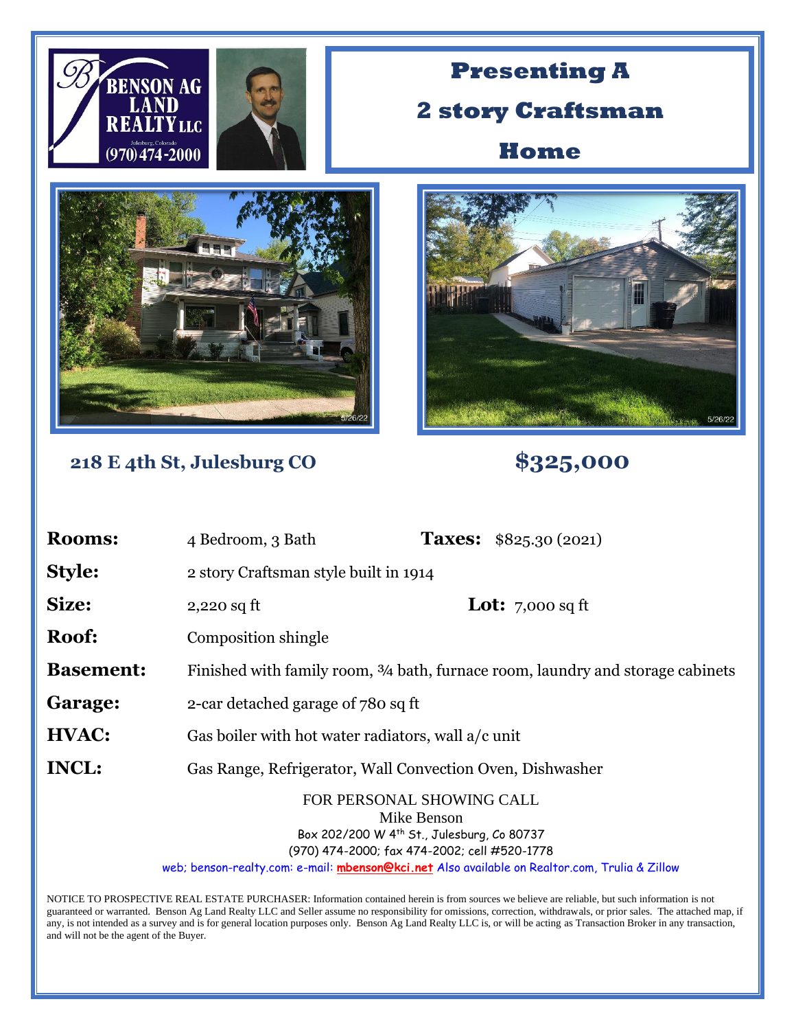BENSON AG LAND REALTY LLC
Julesburg, Colorado
(970) 474-2000

# Presenting A 2 story Craftsman Home

## 218 E 4th St, Julesburg CO

## $325,000

**Rooms:** 4 Bedroom, 3 Bath **Taxes:** $825.30 (2021)

**Style:** 2 story Craftsman style built in 1914

**Size:** 2,220 sq ft **Lot:** 7,000 sq ft

**Roof:** Composition shingle

**Basement:** Finished with family room, ¾ bath, furnace room, laundry and storage cabinets

**Garage:** 2-car detached garage of 780 sq ft

**HVAC:** Gas boiler with hot water radiators, wall a/c unit

**INCL:** Gas Range, Refrigerator, Wall Convection Oven, Dishwasher

FOR PERSONAL SHOWING CALL
Mike Benson
Box 202/200 W 4th St., Julesburg, Co 80737
(970) 474-2000; fax 474-2002; cell #520-1778
web; benson-realty.com: e-mail: **mbenson@kci.net** Also available on Realtor.com, Trulia & Zillow

NOTICE TO PROSPECTIVE REAL ESTATE PURCHASER: Information contained herein is from sources we believe are reliable, but such information is not guaranteed or warranted. Benson Ag Land Realty LLC and Seller assume no responsibility for omissions, correction, withdrawals, or prior sales. The attached map, if any, is not intended as a survey and is for general location purposes only. Benson Ag Land Realty LLC is, or will be acting as Transaction Broker in any transaction, and will not be the agent of the Buyer.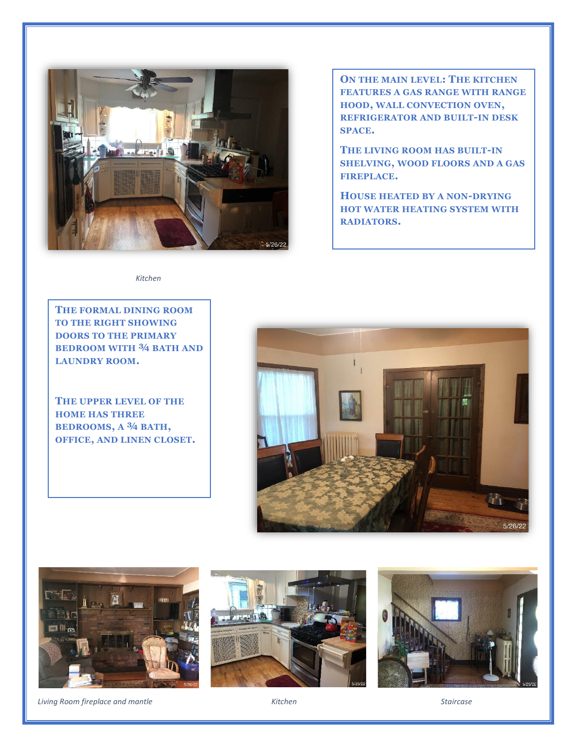On the main level: The kitchen features a gas range with range hood, wall convection oven, refrigerator and built-in desk space.

The living room has built-in shelving, wood floors and a gas fireplace.

House heated by a non-drying hot water heating system with radiators.

*Kitchen*

The formal dining room to the right showing doors to the primary bedroom with ¾ bath and laundry room.

The upper level of the home has three bedrooms, a ¾ bath, office, and linen closet.

*Living Room fireplace and mantle*

*Kitchen*

*Staircase*